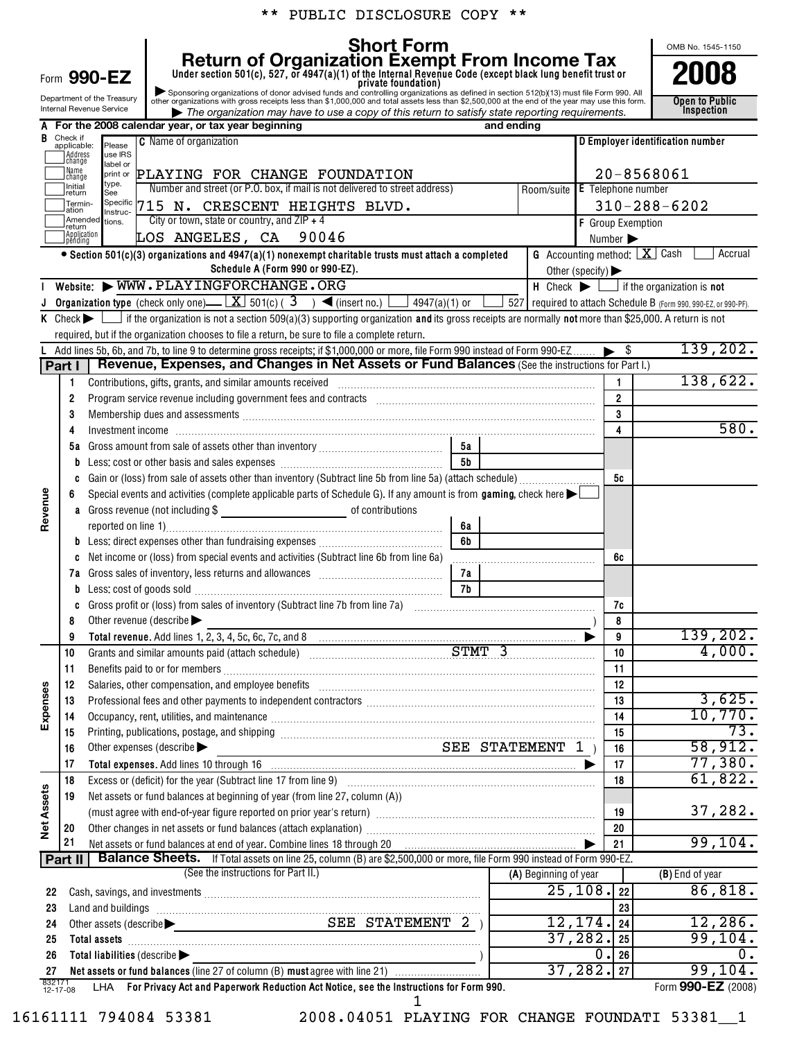** PUBLIC DISCLOSURE COPY **

# Form 990-EZ

## Short Form Return of Organization Exempt From Income Tax

Under section 501(c), 527, or 4947(a)(1) of the Internal Revenue Code (except black lung benefit trust or private foundation)

▶ Sponsoring organizations of donor advised funds and controlling organizations as defined in section 512(b)(13) must file Form 990. All other organizations with gross receipts less than $1,000,000 and total assets less than $2,500,000 at the end of the year may use this form.

▶ *The organization may have to use a copy of this return to satisfy state reporting requirements.*

Department of the Treasury Internal Revenue Service

OMB No. 1545-1150

**2008**

**Open to Public Inspection**

**A** For the 2008 calendar year, or tax year beginning and ending

**B** Check if applicable: Address change, Name change, Initial return, Termination, Amended return, Application pending

**C** Name of organization: PLAYING FOR CHANGE FOUNDATION

Number and street (or P.O. box, if mail is not delivered to street address): 715 N. CRESCENT HEIGHTS BLVD.   Room/suite

City or town, state or country, and ZIP + 4: LOS ANGELES, CA 90046

**D** Employer identification number: 20-8568061

**E** Telephone number: 310-288-6202

**F** Group Exemption Number ▶

• Section 501(c)(3) organizations and 4947(a)(1) nonexempt charitable trusts must attach a completed Schedule A (Form 990 or 990-EZ).

**G** Accounting method: [X] Cash [ ] Accrual  Other (specify) ▶

**I** Website: ▶ WWW.PLAYINGFORCHANGE.ORG

**H** Check ▶ [ ] if the organization is **not** required to attach Schedule B (Form 990, 990-EZ, or 990-PF).

**J** Organization type (check only one) — [X] 501(c) ( 3 ) ◀ (insert no.) [ ] 4947(a)(1) or [ ] 527

**K** Check ▶ [ ] if the organization is not a section 509(a)(3) supporting organization **and** its gross receipts are normally **not** more than $25,000. A return is not required, but if the organization chooses to file a return, be sure to file a complete return.

**L** Add lines 5b, 6b, and 7b, to line 9 to determine gross receipts; if $1,000,000 or more, file Form 990 instead of Form 990-EZ ▶ $ 139,202.

## Part I  Revenue, Expenses, and Changes in Net Assets or Fund Balances (See the instructions for Part I.)

| Section | Line | Description | | | Line | Amount |
|---|---|---|---|---|---|---|
| Revenue | 1 | Contributions, gifts, grants, and similar amounts received | | | 1 | 138,622. |
| | 2 | Program service revenue including government fees and contracts | | | 2 | |
| | 3 | Membership dues and assessments | | | 3 | |
| | 4 | Investment income | | | 4 | 580. |
| | 5a | Gross amount from sale of assets other than inventory | 5a | | | |
| | b | Less: cost or other basis and sales expenses | 5b | | | |
| | c | Gain or (loss) from sale of assets other than inventory (Subtract line 5b from line 5a) (attach schedule) | | | 5c | |
| | 6 | Special events and activities (complete applicable parts of Schedule G). If any amount is from **gaming**, check here ▶ [ ] | | | | |
| | a | Gross revenue (not including $ ______ of contributions reported on line 1) | 6a | | | |
| | b | Less: direct expenses other than fundraising expenses | 6b | | | |
| | c | Net income or (loss) from special events and activities (Subtract line 6b from line 6a) | | | 6c | |
| | 7a | Gross sales of inventory, less returns and allowances | 7a | | | |
| | b | Less: cost of goods sold | 7b | | | |
| | c | Gross profit or (loss) from sales of inventory (Subtract line 7b from line 7a) | | | 7c | |
| | 8 | Other revenue (describe ▶ ) | | | 8 | |
| | 9 | **Total revenue.** Add lines 1, 2, 3, 4, 5c, 6c, 7c, and 8 ▶ | | | 9 | 139,202. |
| Expenses | 10 | Grants and similar amounts paid (attach schedule) STMT 3 | | | 10 | 4,000. |
| | 11 | Benefits paid to or for members | | | 11 | |
| | 12 | Salaries, other compensation, and employee benefits | | | 12 | |
| | 13 | Professional fees and other payments to independent contractors | | | 13 | 3,625. |
| | 14 | Occupancy, rent, utilities, and maintenance | | | 14 | 10,770. |
| | 15 | Printing, publications, postage, and shipping | | | 15 | 73. |
| | 16 | Other expenses (describe ▶ SEE STATEMENT 1 ) | | | 16 | 58,912. |
| | 17 | **Total expenses.** Add lines 10 through 16 ▶ | | | 17 | 77,380. |
| Net Assets | 18 | Excess or (deficit) for the year (Subtract line 17 from line 9) | | | 18 | 61,822. |
| | 19 | Net assets or fund balances at beginning of year (from line 27, column (A)) (must agree with end-of-year figure reported on prior year's return) | | | 19 | 37,282. |
| | 20 | Other changes in net assets or fund balances (attach explanation) | | | 20 | |
| | 21 | Net assets or fund balances at end of year. Combine lines 18 through 20 ▶ | | | 21 | 99,104. |

## Part II  Balance Sheets. If Total assets on line 25, column (B) are $2,500,000 or more, file Form 990 instead of Form 990-EZ.

(See the instructions for Part II.)

| Line | Description | (A) Beginning of year | Line | (B) End of year |
|---|---|---|---|---|
| 22 | Cash, savings, and investments | 25,108. | 22 | 86,818. |
| 23 | Land and buildings | | 23 | |
| 24 | Other assets (describe ▶ SEE STATEMENT 2 ) | 12,174. | 24 | 12,286. |
| 25 | **Total assets** | 37,282. | 25 | 99,104. |
| 26 | **Total liabilities** (describe ▶ ) | 0. | 26 | 0. |
| 27 | **Net assets or fund balances** (line 27 of column (B) **must** agree with line 21) | 37,282. | 27 | 99,104. |

832171 12-17-08 LHA **For Privacy Act and Paperwork Reduction Act Notice, see the Instructions for Form 990.** Form **990-EZ** (2008)

16161111 794084 53381 2008.04051 PLAYING FOR CHANGE FOUNDATI 53381__1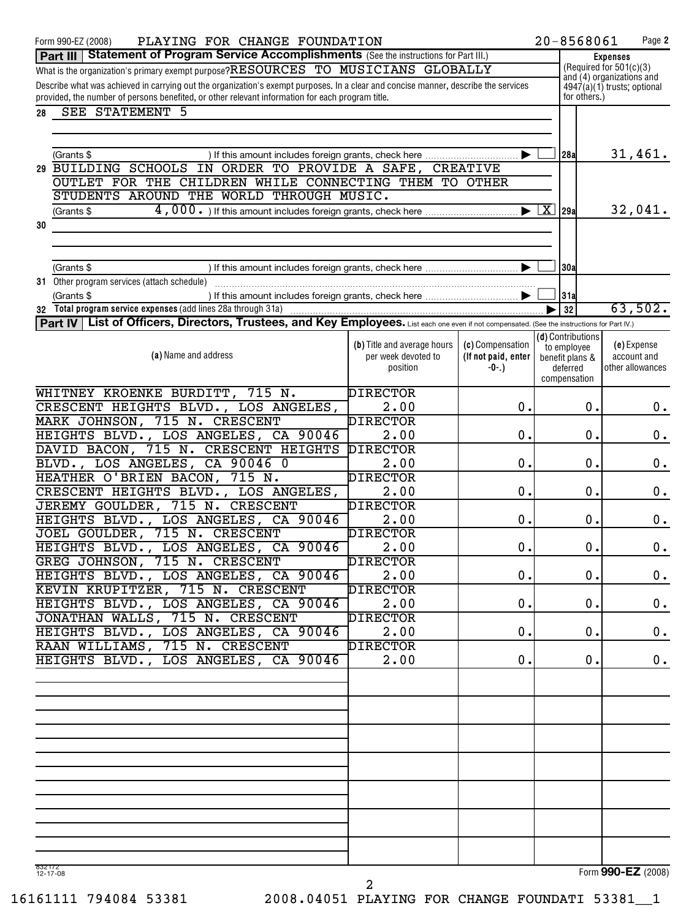Form 990-EZ (2008) PLAYING FOR CHANGE FOUNDATION 20-8568061 Page 2

**Part III | Statement of Program Service Accomplishments** (See the instructions for Part III.)

What is the organization's primary exempt purpose? RESOURCES TO MUSICIANS GLOBALLY

Describe what was achieved in carrying out the organization's exempt purposes. In a clear and concise manner, describe the services provided, the number of persons benefited, or other relevant information for each program title.

**Expenses** (Required for 501(c)(3) and (4) organizations and 4947(a)(1) trusts; optional for others.)

**28** SEE STATEMENT 5

(Grants $ ) If this amount includes foreign grants, check here ▶ ☐ **28a** 31,461.

**29** BUILDING SCHOOLS IN ORDER TO PROVIDE A SAFE, CREATIVE OUTLET FOR THE CHILDREN WHILE CONNECTING THEM TO OTHER STUDENTS AROUND THE WORLD THROUGH MUSIC.

(Grants $ 4,000. ) If this amount includes foreign grants, check here ▶ ☒ **29a** 32,041.

**30**

(Grants $ ) If this amount includes foreign grants, check here ▶ ☐ **30a**

**31** Other program services (attach schedule)

(Grants $ ) If this amount includes foreign grants, check here ▶ ☐ **31a**

**32 Total program service expenses** (add lines 28a through 31a) ▶ **32** 63,502.

**Part IV | List of Officers, Directors, Trustees, and Key Employees.** List each one even if not compensated. (See the instructions for Part IV.)

| (a) Name and address | (b) Title and average hours per week devoted to position | (c) Compensation (If not paid, enter -0-.) | (d) Contributions to employee benefit plans & deferred compensation | (e) Expense account and other allowances |
|---|---|---|---|---|
| WHITNEY KROENKE BURDITT, 715 N. CRESCENT HEIGHTS BLVD., LOS ANGELES, | DIRECTOR 2.00 | 0. | 0. | 0. |
| MARK JOHNSON, 715 N. CRESCENT HEIGHTS BLVD., LOS ANGELES, CA 90046 | DIRECTOR 2.00 | 0. | 0. | 0. |
| DAVID BACON, 715 N. CRESCENT HEIGHTS BLVD., LOS ANGELES, CA 90046 0 | DIRECTOR 2.00 | 0. | 0. | 0. |
| HEATHER O'BRIEN BACON, 715 N. CRESCENT HEIGHTS BLVD., LOS ANGELES, | DIRECTOR 2.00 | 0. | 0. | 0. |
| JEREMY GOULDER, 715 N. CRESCENT HEIGHTS BLVD., LOS ANGELES, CA 90046 | DIRECTOR 2.00 | 0. | 0. | 0. |
| JOEL GOULDER, 715 N. CRESCENT HEIGHTS BLVD., LOS ANGELES, CA 90046 | DIRECTOR 2.00 | 0. | 0. | 0. |
| GREG JOHNSON, 715 N. CRESCENT HEIGHTS BLVD., LOS ANGELES, CA 90046 | DIRECTOR 2.00 | 0. | 0. | 0. |
| KEVIN KRUPITZER, 715 N. CRESCENT HEIGHTS BLVD., LOS ANGELES, CA 90046 | DIRECTOR 2.00 | 0. | 0. | 0. |
| JONATHAN WALLS, 715 N. CRESCENT HEIGHTS BLVD., LOS ANGELES, CA 90046 | DIRECTOR 2.00 | 0. | 0. | 0. |
| RAAN WILLIAMS, 715 N. CRESCENT HEIGHTS BLVD., LOS ANGELES, CA 90046 | DIRECTOR 2.00 | 0. | 0. | 0. |

832172 12-17-08 Form **990-EZ** (2008)

16161111 794084 53381 2008.04051 PLAYING FOR CHANGE FOUNDATI 53381__1